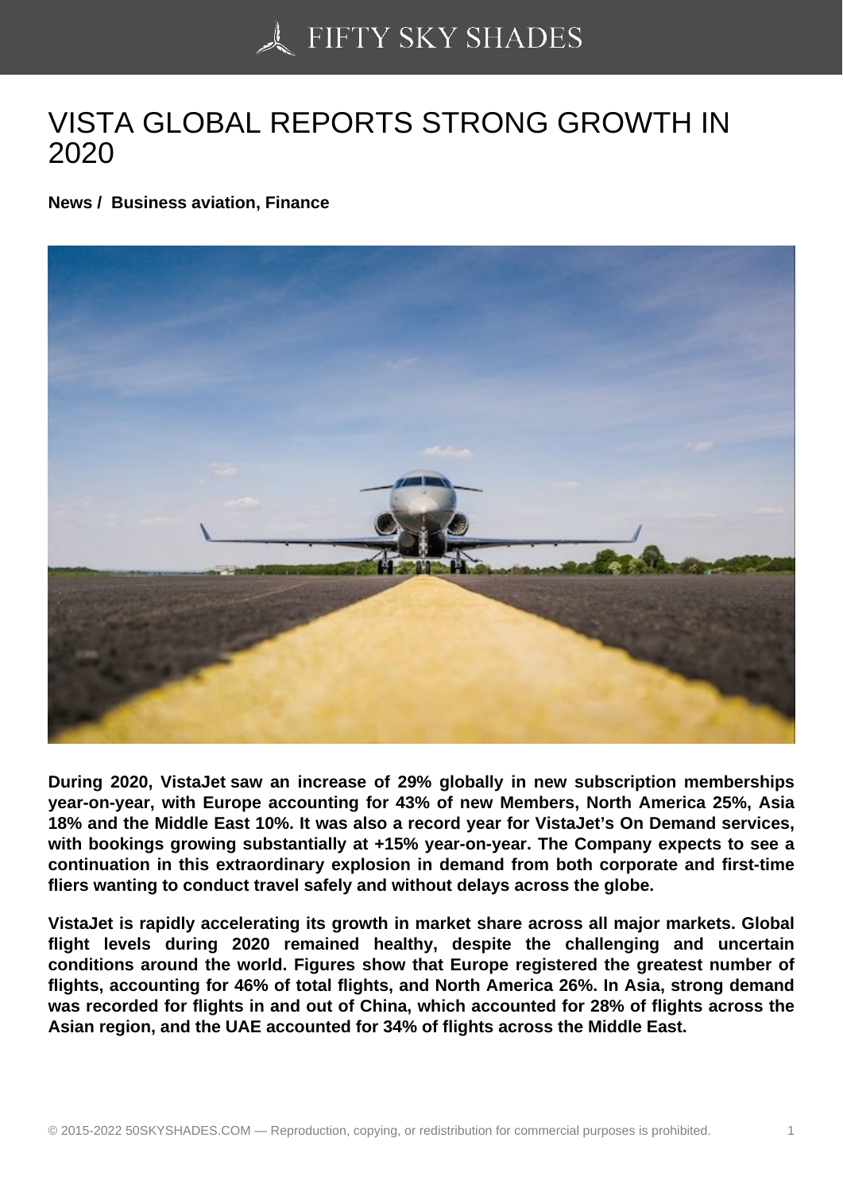# VISTA GLOBAL REPORTS STRONG GROWTH IN 2020

**News / Business aviation, Finance**

**During 2020, VistaJet saw an increase of 29% globally in new subscription memberships year-on-year, with Europe accounting for 43% of new Members, North America 25%, Asia 18% and the Middle East 10%. It was also a record year for VistaJet's On Demand services, with bookings growing substantially at +15% year-on-year. The Company expects to see a continuation in this extraordinary explosion in demand from both corporate and first-time fliers wanting to conduct travel safely and without delays across the globe.**

**VistaJet is rapidly accelerating its growth in market share across all major markets. Global flight levels during 2020 remained healthy, despite the challenging and uncertain conditions around the world. Figures show that Europe registered the greatest number of flights, accounting for 46% of total flights, and North America 26%. In Asia, strong demand was recorded for flights in and out of China, which accounted for 28% of flights across the Asian region, and the UAE accounted for 34% of flights across the Middle East.**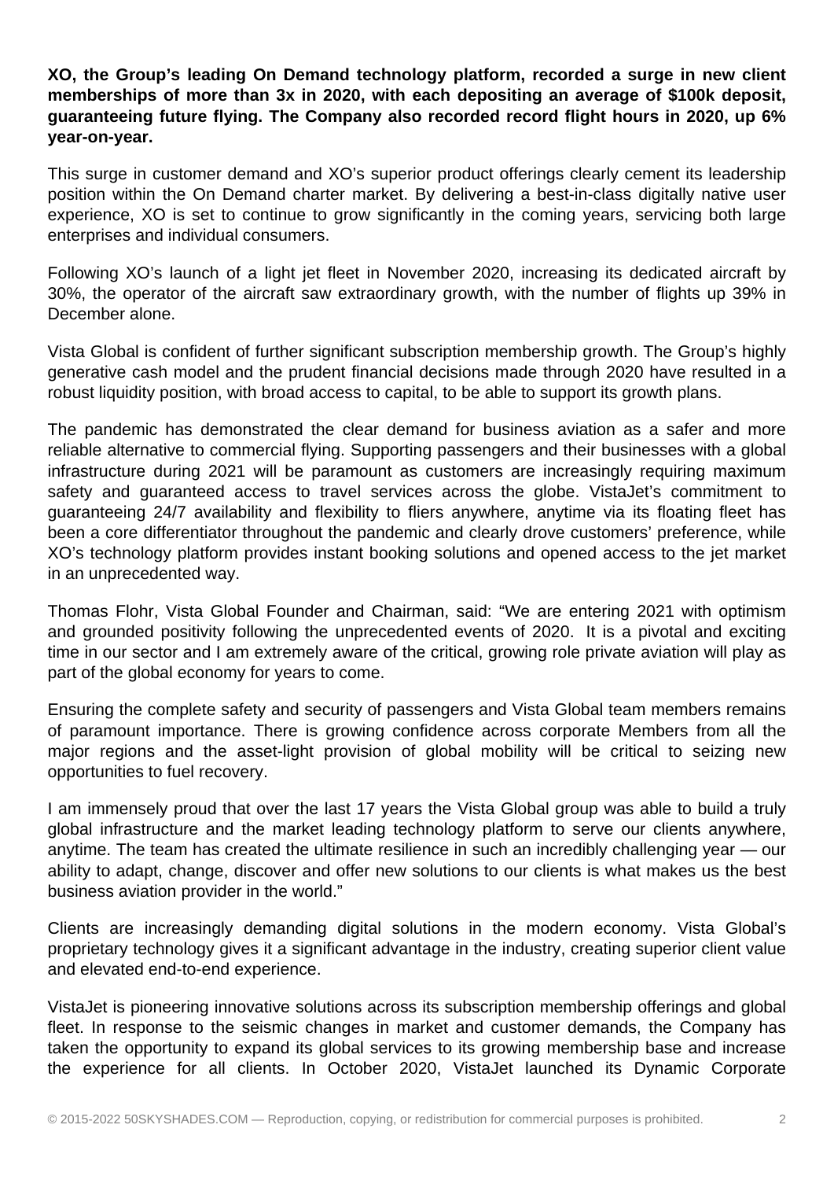**XO, the Group's leading On Demand technology platform, recorded a surge in new client memberships of more than 3x in 2020, with each depositing an average of $100k deposit, guaranteeing future flying. The Company also recorded record flight hours in 2020, up 6% year-on-year.**

This surge in customer demand and XO's superior product offerings clearly cement its leadership position within the On Demand charter market. By delivering a best-in-class digitally native user experience, XO is set to continue to grow significantly in the coming years, servicing both large enterprises and individual consumers.

Following XO's launch of a light jet fleet in November 2020, increasing its dedicated aircraft by 30%, the operator of the aircraft saw extraordinary growth, with the number of flights up 39% in December alone.

Vista Global is confident of further significant subscription membership growth. The Group's highly generative cash model and the prudent financial decisions made through 2020 have resulted in a robust liquidity position, with broad access to capital, to be able to support its growth plans.

The pandemic has demonstrated the clear demand for business aviation as a safer and more reliable alternative to commercial flying. Supporting passengers and their businesses with a global infrastructure during 2021 will be paramount as customers are increasingly requiring maximum safety and guaranteed access to travel services across the globe. VistaJet's commitment to guaranteeing 24/7 availability and flexibility to fliers anywhere, anytime via its floating fleet has been a core differentiator throughout the pandemic and clearly drove customers' preference, while XO's technology platform provides instant booking solutions and opened access to the jet market in an unprecedented way.

Thomas Flohr, Vista Global Founder and Chairman, said: "We are entering 2021 with optimism and grounded positivity following the unprecedented events of 2020. It is a pivotal and exciting time in our sector and I am extremely aware of the critical, growing role private aviation will play as part of the global economy for years to come.

Ensuring the complete safety and security of passengers and Vista Global team members remains of paramount importance. There is growing confidence across corporate Members from all the major regions and the asset-light provision of global mobility will be critical to seizing new opportunities to fuel recovery.

I am immensely proud that over the last 17 years the Vista Global group was able to build a truly global infrastructure and the market leading technology platform to serve our clients anywhere, anytime. The team has created the ultimate resilience in such an incredibly challenging year — our ability to adapt, change, discover and offer new solutions to our clients is what makes us the best business aviation provider in the world."

Clients are increasingly demanding digital solutions in the modern economy. Vista Global's proprietary technology gives it a significant advantage in the industry, creating superior client value and elevated end-to-end experience.

VistaJet is pioneering innovative solutions across its subscription membership offerings and global fleet. In response to the seismic changes in market and customer demands, the Company has taken the opportunity to expand its global services to its growing membership base and increase the experience for all clients. In October 2020, VistaJet launched its Dynamic Corporate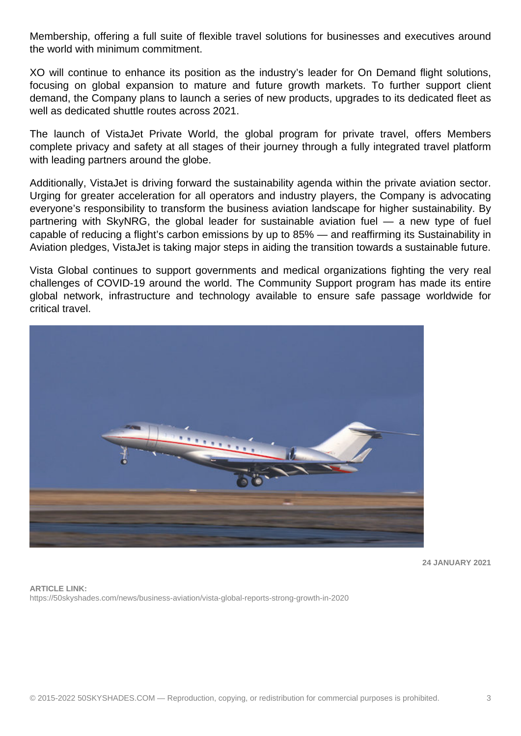Membership, offering a full suite of flexible travel solutions for businesses and executives around the world with minimum commitment.

XO will continue to enhance its position as the industry's leader for On Demand flight solutions, focusing on global expansion to mature and future growth markets. To further support client demand, the Company plans to launch a series of new products, upgrades to its dedicated fleet as well as dedicated shuttle routes across 2021.

The launch of VistaJet Private World, the global program for private travel, offers Members complete privacy and safety at all stages of their journey through a fully integrated travel platform with leading partners around the globe.

Additionally, VistaJet is driving forward the sustainability agenda within the private aviation sector. Urging for greater acceleration for all operators and industry players, the Company is advocating everyone's responsibility to transform the business aviation landscape for higher sustainability. By partnering with SkyNRG, the global leader for sustainable aviation fuel — a new type of fuel capable of reducing a flight's carbon emissions by up to 85% — and reaffirming its Sustainability in Aviation pledges, VistaJet is taking major steps in aiding the transition towards a sustainable future.

Vista Global continues to support governments and medical organizations fighting the very real challenges of COVID-19 around the world. The Community Support program has made its entire global network, infrastructure and technology available to ensure safe passage worldwide for critical travel.

**24 JANUARY 2021**

**ARTICLE LINK:**
https://50skyshades.com/news/business-aviation/vista-global-reports-strong-growth-in-2020

© 2015-2022 50SKYSHADES.COM — Reproduction, copying, or redistribution for commercial purposes is prohibited.